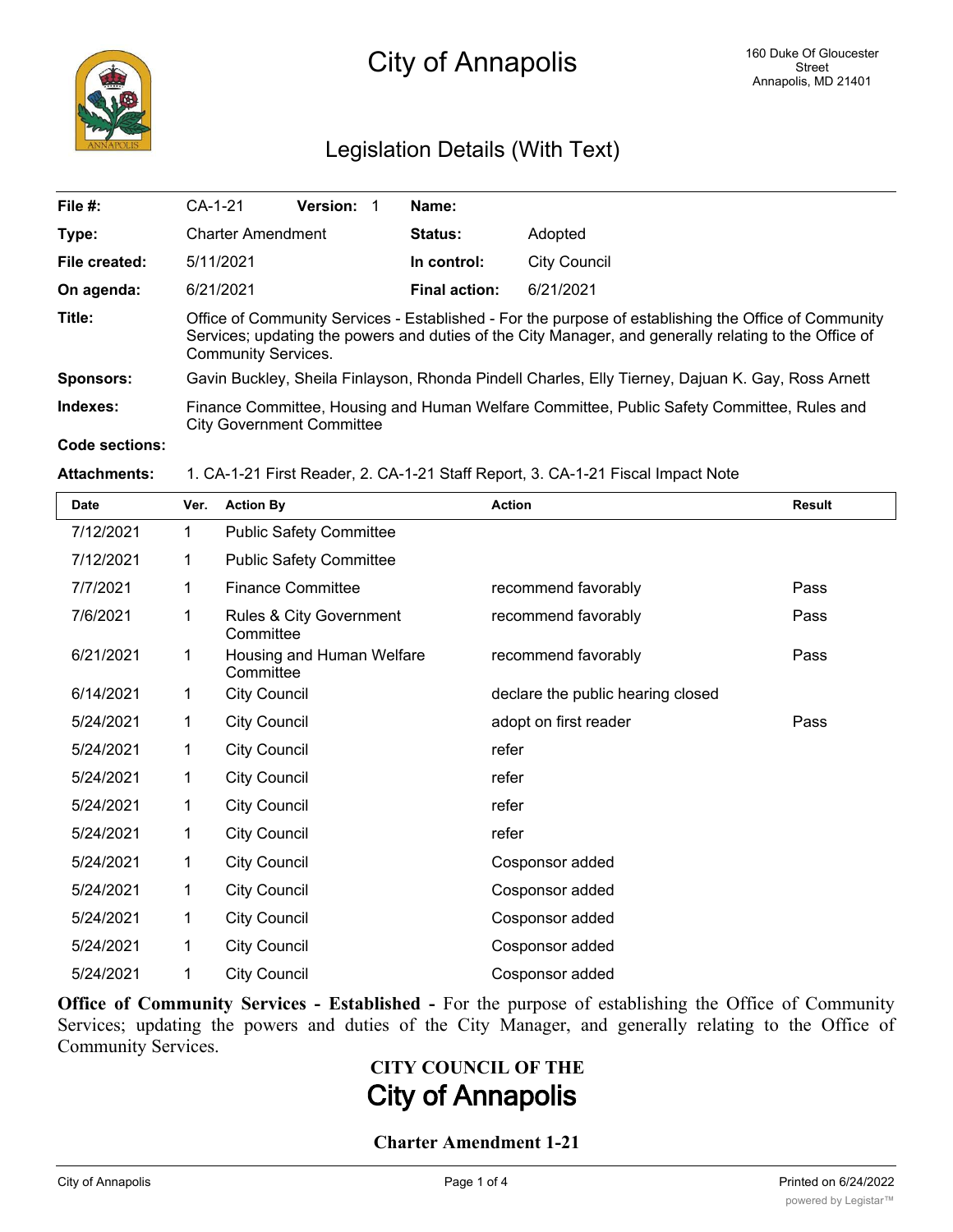# City of Annapolis

160 Duke Of Gloucester Street
Annapolis, MD 21401

## Legislation Details (With Text)

| | | | |
|---|---|---|---|
| **File #:** | CA-1-21 **Version:** 1 | **Name:** | |
| **Type:** | Charter Amendment | **Status:** | Adopted |
| **File created:** | 5/11/2021 | **In control:** | City Council |
| **On agenda:** | 6/21/2021 | **Final action:** | 6/21/2021 |

**Title:** Office of Community Services - Established - For the purpose of establishing the Office of Community Services; updating the powers and duties of the City Manager, and generally relating to the Office of Community Services.

**Sponsors:** Gavin Buckley, Sheila Finlayson, Rhonda Pindell Charles, Elly Tierney, Dajuan K. Gay, Ross Arnett

**Indexes:** Finance Committee, Housing and Human Welfare Committee, Public Safety Committee, Rules and City Government Committee

**Code sections:**

**Attachments:** 1. CA-1-21 First Reader, 2. CA-1-21 Staff Report, 3. CA-1-21 Fiscal Impact Note

| Date | Ver. | Action By | Action | Result |
|---|---|---|---|---|
| 7/12/2021 | 1 | Public Safety Committee | | |
| 7/12/2021 | 1 | Public Safety Committee | | |
| 7/7/2021 | 1 | Finance Committee | recommend favorably | Pass |
| 7/6/2021 | 1 | Rules & City Government Committee | recommend favorably | Pass |
| 6/21/2021 | 1 | Housing and Human Welfare Committee | recommend favorably | Pass |
| 6/14/2021 | 1 | City Council | declare the public hearing closed | |
| 5/24/2021 | 1 | City Council | adopt on first reader | Pass |
| 5/24/2021 | 1 | City Council | refer | |
| 5/24/2021 | 1 | City Council | refer | |
| 5/24/2021 | 1 | City Council | refer | |
| 5/24/2021 | 1 | City Council | refer | |
| 5/24/2021 | 1 | City Council | Cosponsor added | |
| 5/24/2021 | 1 | City Council | Cosponsor added | |
| 5/24/2021 | 1 | City Council | Cosponsor added | |
| 5/24/2021 | 1 | City Council | Cosponsor added | |
| 5/24/2021 | 1 | City Council | Cosponsor added | |

**Office of Community Services - Established -** For the purpose of establishing the Office of Community Services; updating the powers and duties of the City Manager, and generally relating to the Office of Community Services.

**CITY COUNCIL OF THE**

**City of Annapolis**

**Charter Amendment 1-21**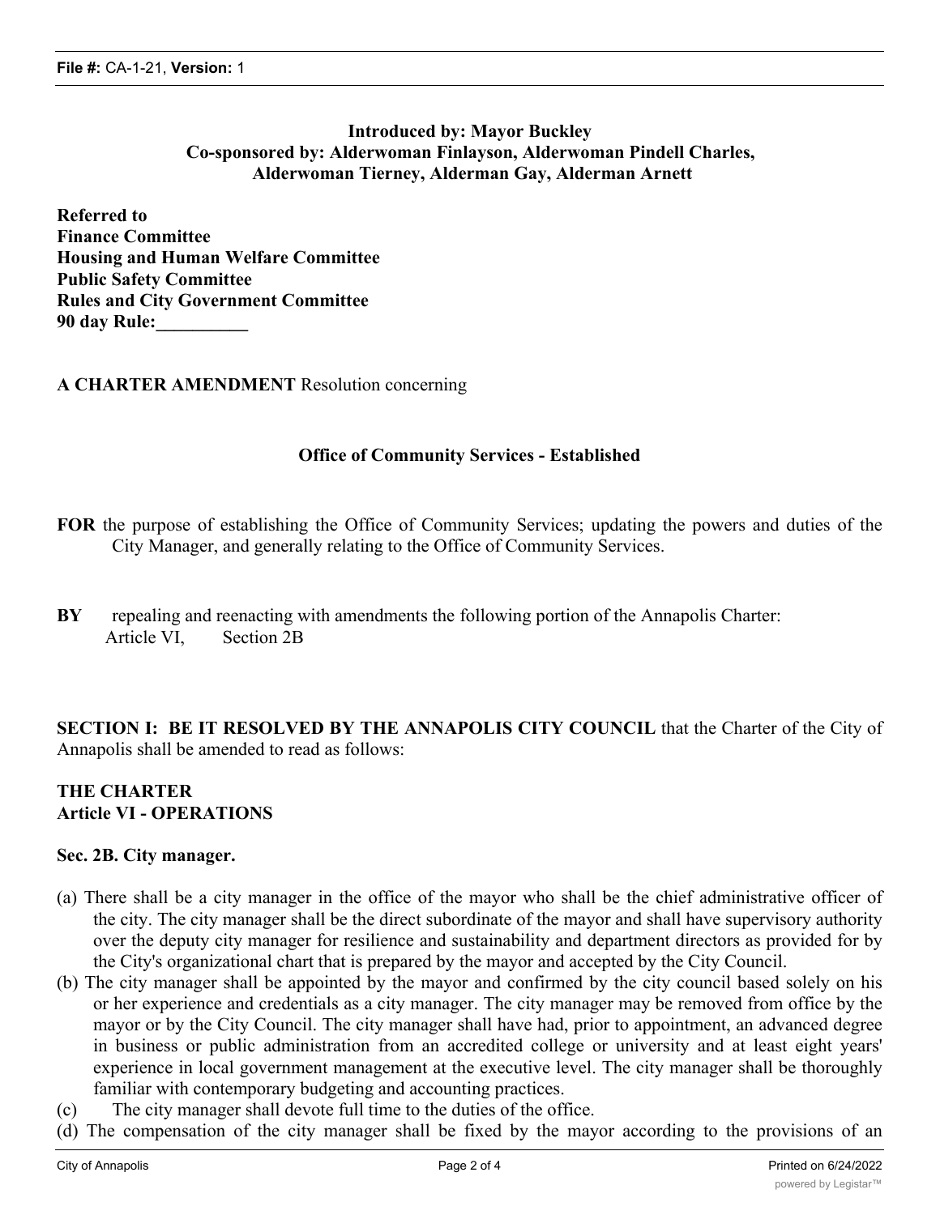**File #:** CA-1-21, **Version:** 1

**Introduced by: Mayor Buckley**
**Co-sponsored by: Alderwoman Finlayson, Alderwoman Pindell Charles, Alderwoman Tierney, Alderman Gay, Alderman Arnett**

**Referred to**
**Finance Committee**
**Housing and Human Welfare Committee**
**Public Safety Committee**
**Rules and City Government Committee**
**90 day Rule:__________**

**A CHARTER AMENDMENT** Resolution concerning

**Office of Community Services - Established**

**FOR** the purpose of establishing the Office of Community Services; updating the powers and duties of the City Manager, and generally relating to the Office of Community Services.

**BY** repealing and reenacting with amendments the following portion of the Annapolis Charter:
Article VI, Section 2B

**SECTION I: BE IT RESOLVED BY THE ANNAPOLIS CITY COUNCIL** that the Charter of the City of Annapolis shall be amended to read as follows:

**THE CHARTER**
**Article VI - OPERATIONS**

**Sec. 2B. City manager.**

(a) There shall be a city manager in the office of the mayor who shall be the chief administrative officer of the city. The city manager shall be the direct subordinate of the mayor and shall have supervisory authority over the deputy city manager for resilience and sustainability and department directors as provided for by the City's organizational chart that is prepared by the mayor and accepted by the City Council.

(b) The city manager shall be appointed by the mayor and confirmed by the city council based solely on his or her experience and credentials as a city manager. The city manager may be removed from office by the mayor or by the City Council. The city manager shall have had, prior to appointment, an advanced degree in business or public administration from an accredited college or university and at least eight years' experience in local government management at the executive level. The city manager shall be thoroughly familiar with contemporary budgeting and accounting practices.

(c) The city manager shall devote full time to the duties of the office.

(d) The compensation of the city manager shall be fixed by the mayor according to the provisions of an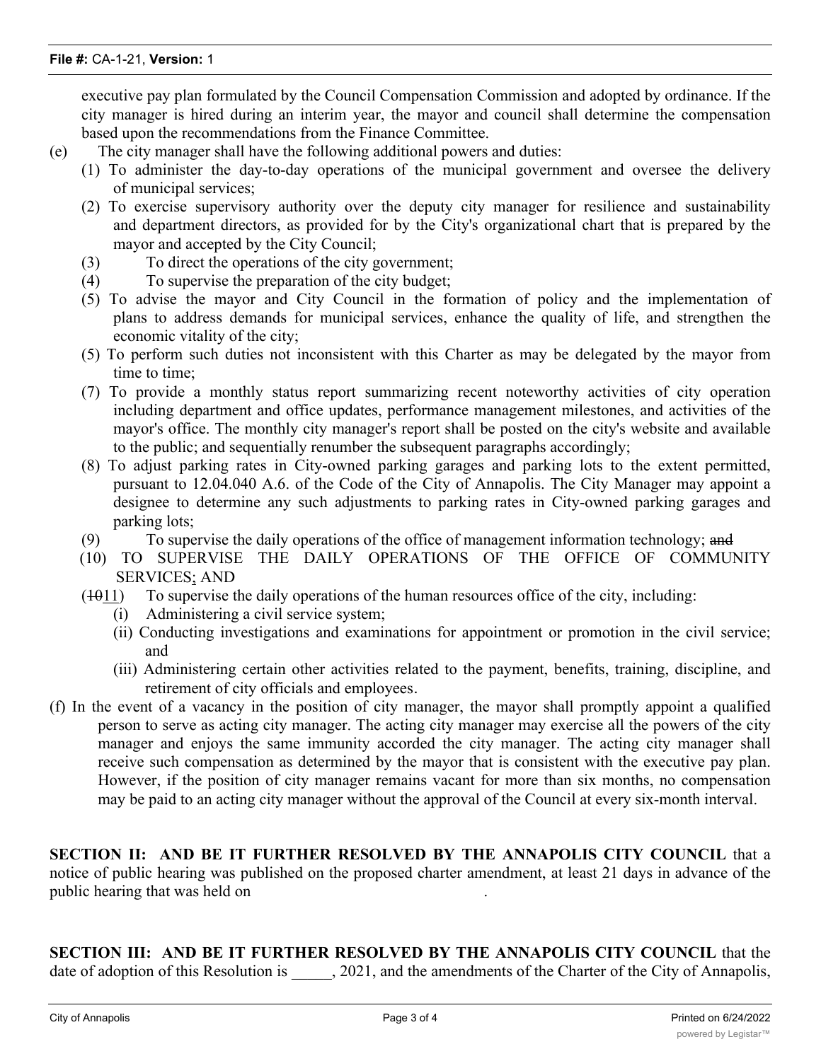executive pay plan formulated by the Council Compensation Commission and adopted by ordinance. If the city manager is hired during an interim year, the mayor and council shall determine the compensation based upon the recommendations from the Finance Committee.

(e) The city manager shall have the following additional powers and duties:

(1) To administer the day-to-day operations of the municipal government and oversee the delivery of municipal services;

(2) To exercise supervisory authority over the deputy city manager for resilience and sustainability and department directors, as provided for by the City's organizational chart that is prepared by the mayor and accepted by the City Council;

(3) To direct the operations of the city government;

(4) To supervise the preparation of the city budget;

(5) To advise the mayor and City Council in the formation of policy and the implementation of plans to address demands for municipal services, enhance the quality of life, and strengthen the economic vitality of the city;

(5) To perform such duties not inconsistent with this Charter as may be delegated by the mayor from time to time;

(7) To provide a monthly status report summarizing recent noteworthy activities of city operation including department and office updates, performance management milestones, and activities of the mayor's office. The monthly city manager's report shall be posted on the city's website and available to the public; and sequentially renumber the subsequent paragraphs accordingly;

(8) To adjust parking rates in City-owned parking garages and parking lots to the extent permitted, pursuant to 12.04.040 A.6. of the Code of the City of Annapolis. The City Manager may appoint a designee to determine any such adjustments to parking rates in City-owned parking garages and parking lots;

(9) To supervise the daily operations of the office of management information technology; ~~and~~

(10) TO SUPERVISE THE DAILY OPERATIONS OF THE OFFICE OF COMMUNITY SERVICES<u>;</u> AND

(~~10~~<u>11</u>) To supervise the daily operations of the human resources office of the city, including:

(i) Administering a civil service system;

(ii) Conducting investigations and examinations for appointment or promotion in the civil service; and

(iii) Administering certain other activities related to the payment, benefits, training, discipline, and retirement of city officials and employees.

(f) In the event of a vacancy in the position of city manager, the mayor shall promptly appoint a qualified person to serve as acting city manager. The acting city manager may exercise all the powers of the city manager and enjoys the same immunity accorded the city manager. The acting city manager shall receive such compensation as determined by the mayor that is consistent with the executive pay plan. However, if the position of city manager remains vacant for more than six months, no compensation may be paid to an acting city manager without the approval of the Council at every six-month interval.

**SECTION II: AND BE IT FURTHER RESOLVED BY THE ANNAPOLIS CITY COUNCIL** that a notice of public hearing was published on the proposed charter amendment, at least 21 days in advance of the public hearing that was held on .

**SECTION III: AND BE IT FURTHER RESOLVED BY THE ANNAPOLIS CITY COUNCIL** that the date of adoption of this Resolution is _____, 2021, and the amendments of the Charter of the City of Annapolis,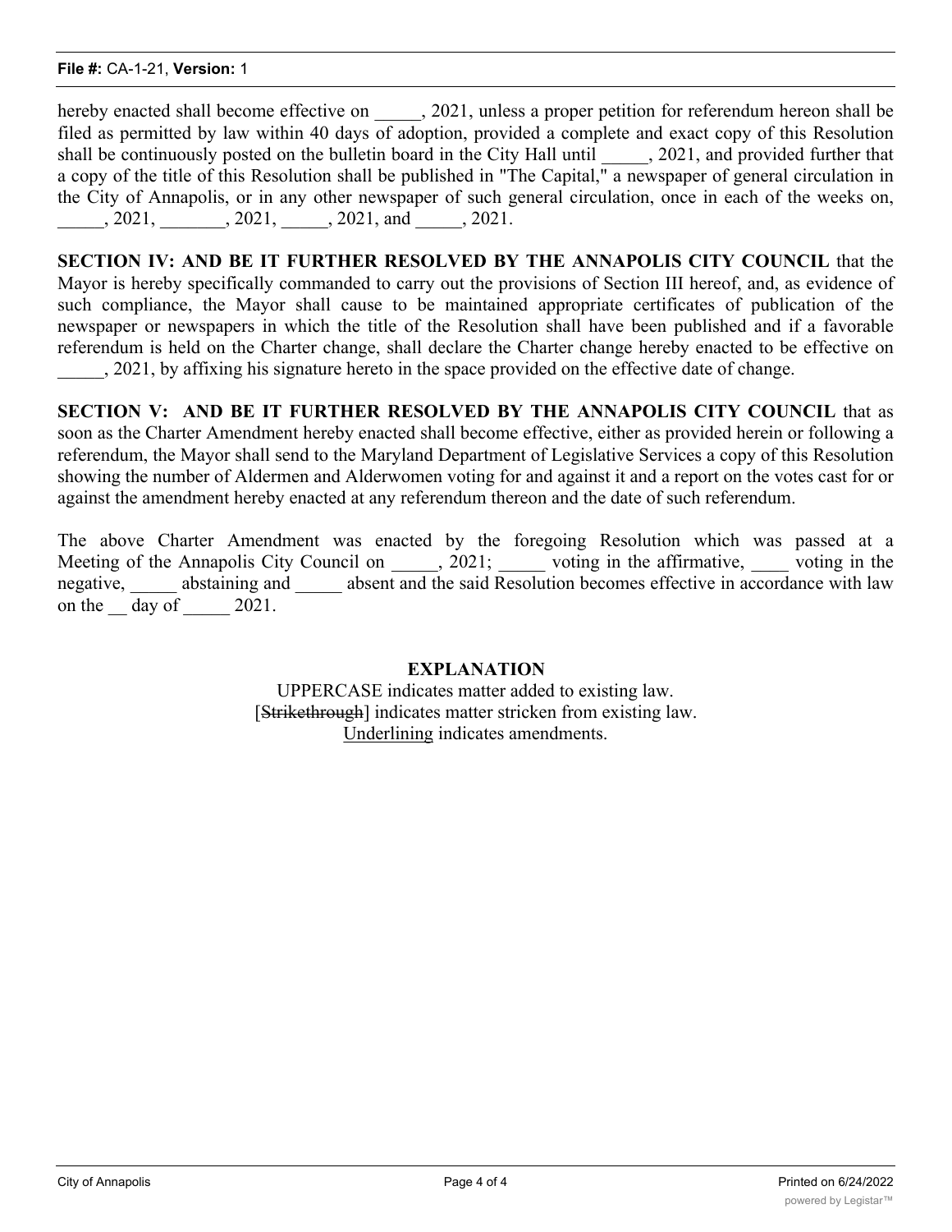hereby enacted shall become effective on _____, 2021, unless a proper petition for referendum hereon shall be filed as permitted by law within 40 days of adoption, provided a complete and exact copy of this Resolution shall be continuously posted on the bulletin board in the City Hall until _____, 2021, and provided further that a copy of the title of this Resolution shall be published in "The Capital," a newspaper of general circulation in the City of Annapolis, or in any other newspaper of such general circulation, once in each of the weeks on, _____, 2021, _______, 2021, _____, 2021, and _____, 2021.

**SECTION IV: AND BE IT FURTHER RESOLVED BY THE ANNAPOLIS CITY COUNCIL** that the Mayor is hereby specifically commanded to carry out the provisions of Section III hereof, and, as evidence of such compliance, the Mayor shall cause to be maintained appropriate certificates of publication of the newspaper or newspapers in which the title of the Resolution shall have been published and if a favorable referendum is held on the Charter change, shall declare the Charter change hereby enacted to be effective on _____, 2021, by affixing his signature hereto in the space provided on the effective date of change.

**SECTION V: AND BE IT FURTHER RESOLVED BY THE ANNAPOLIS CITY COUNCIL** that as soon as the Charter Amendment hereby enacted shall become effective, either as provided herein or following a referendum, the Mayor shall send to the Maryland Department of Legislative Services a copy of this Resolution showing the number of Aldermen and Alderwomen voting for and against it and a report on the votes cast for or against the amendment hereby enacted at any referendum thereon and the date of such referendum.

The above Charter Amendment was enacted by the foregoing Resolution which was passed at a Meeting of the Annapolis City Council on _____, 2021; _____ voting in the affirmative, ____ voting in the negative, _____ abstaining and _____ absent and the said Resolution becomes effective in accordance with law on the __ day of _____ 2021.

**EXPLANATION**

UPPERCASE indicates matter added to existing law.
[~~Strikethrough~~] indicates matter stricken from existing law.
<u>Underlining</u> indicates amendments.